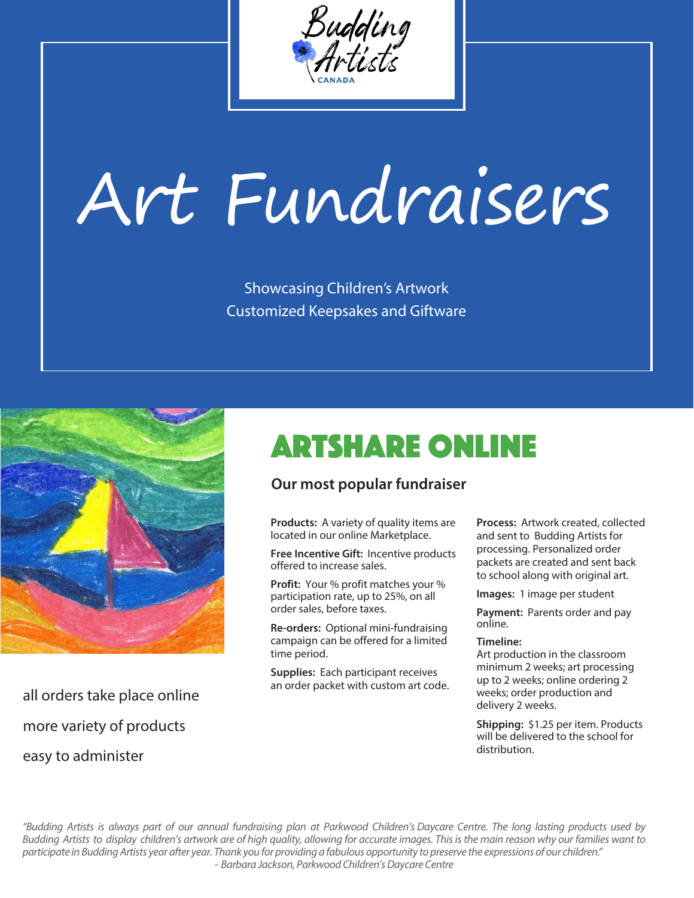Budding Artists CANADA

# Art Fundraisers

Showcasing Children's Artwork
Customized Keepsakes and Giftware

all orders take place online

more variety of products

easy to administer

## ARTSHARE ONLINE

### Our most popular fundraiser

**Products:** A variety of quality items are located in our online Marketplace.

**Free Incentive Gift:** Incentive products offered to increase sales.

**Profit:** Your % profit matches your % participation rate, up to 25%, on all order sales, before taxes.

**Re-orders:** Optional mini-fundraising campaign can be offered for a limited time period.

**Supplies:** Each participant receives an order packet with custom art code.

**Process:** Artwork created, collected and sent to Budding Artists for processing. Personalized order packets are created and sent back to school along with original art.

**Images:** 1 image per student

**Payment:** Parents order and pay online.

**Timeline:**
Art production in the classroom minimum 2 weeks; art processing up to 2 weeks; online ordering 2 weeks; order production and delivery 2 weeks.

**Shipping:** $1.25 per item. Products will be delivered to the school for distribution.

*"Budding Artists is always part of our annual fundraising plan at Parkwood Children's Daycare Centre. The long lasting products used by Budding Artists to display children's artwork are of high quality, allowing for accurate images. This is the main reason why our families want to participate in Budding Artists year after year. Thank you for providing a fabulous opportunity to preserve the expressions of our children."*
*- Barbara Jackson, Parkwood Children's Daycare Centre*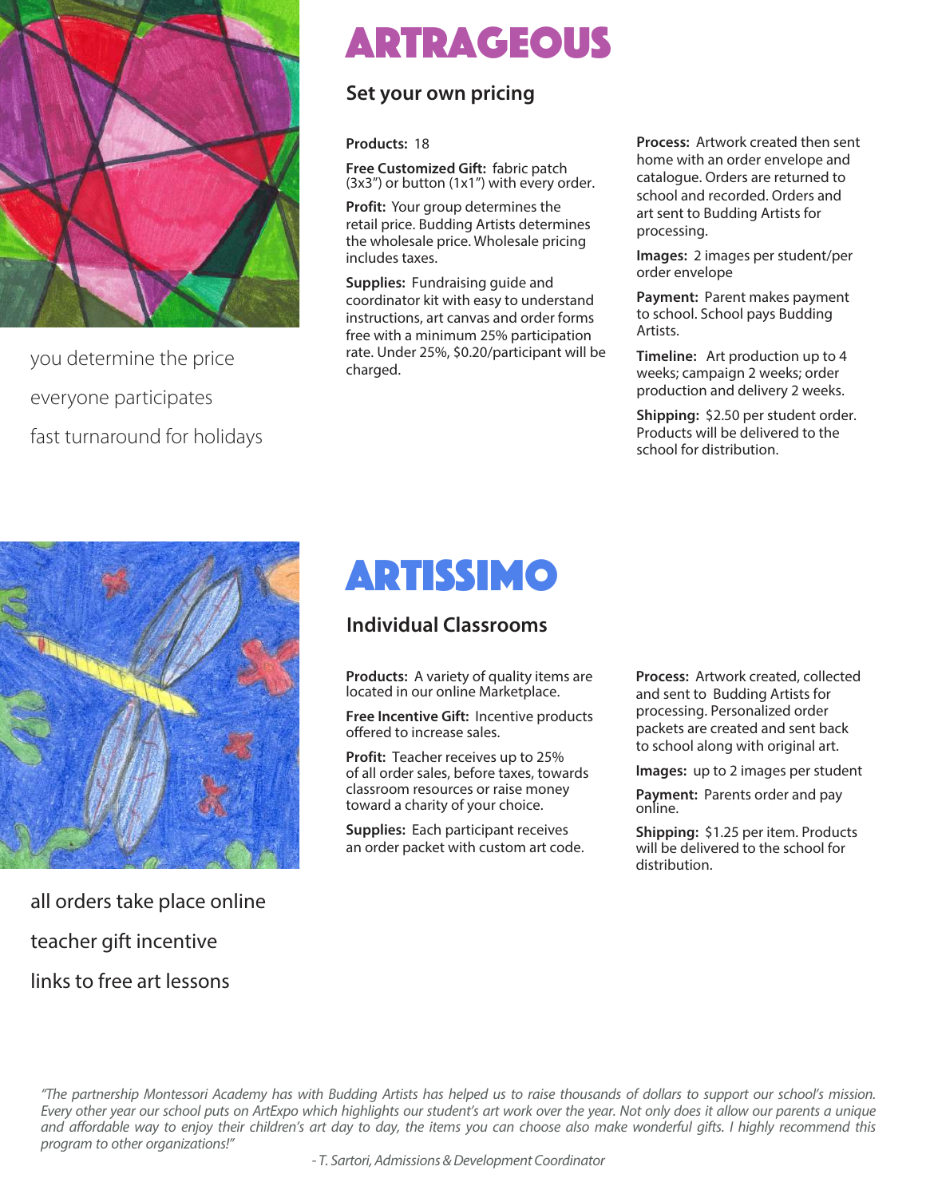you determine the price

everyone participates

fast turnaround for holidays

# ARTRAGEOUS

## Set your own pricing

**Products:** 18

**Free Customized Gift:** fabric patch (3x3") or button (1x1") with every order.

**Profit:** Your group determines the retail price. Budding Artists determines the wholesale price. Wholesale pricing includes taxes.

**Supplies:** Fundraising guide and coordinator kit with easy to understand instructions, art canvas and order forms free with a minimum 25% participation rate. Under 25%, $0.20/participant will be charged.

**Process:** Artwork created then sent home with an order envelope and catalogue. Orders are returned to school and recorded. Orders and art sent to Budding Artists for processing.

**Images:** 2 images per student/per order envelope

**Payment:** Parent makes payment to school. School pays Budding Artists.

**Timeline:** Art production up to 4 weeks; campaign 2 weeks; order production and delivery 2 weeks.

**Shipping:** $2.50 per student order. Products will be delivered to the school for distribution.

all orders take place online

teacher gift incentive

links to free art lessons

# ARTISSIMO

## Individual Classrooms

**Products:** A variety of quality items are located in our online Marketplace.

**Free Incentive Gift:** Incentive products offered to increase sales.

**Profit:** Teacher receives up to 25% of all order sales, before taxes, towards classroom resources or raise money toward a charity of your choice.

**Supplies:** Each participant receives an order packet with custom art code.

**Process:** Artwork created, collected and sent to Budding Artists for processing. Personalized order packets are created and sent back to school along with original art.

**Images:** up to 2 images per student

**Payment:** Parents order and pay online.

**Shipping:** $1.25 per item. Products will be delivered to the school for distribution.

*"The partnership Montessori Academy has with Budding Artists has helped us to raise thousands of dollars to support our school's mission. Every other year our school puts on ArtExpo which highlights our student's art work over the year. Not only does it allow our parents a unique and affordable way to enjoy their children's art day to day, the items you can choose also make wonderful gifts. I highly recommend this program to other organizations!"*

*- T. Sartori, Admissions & Development Coordinator*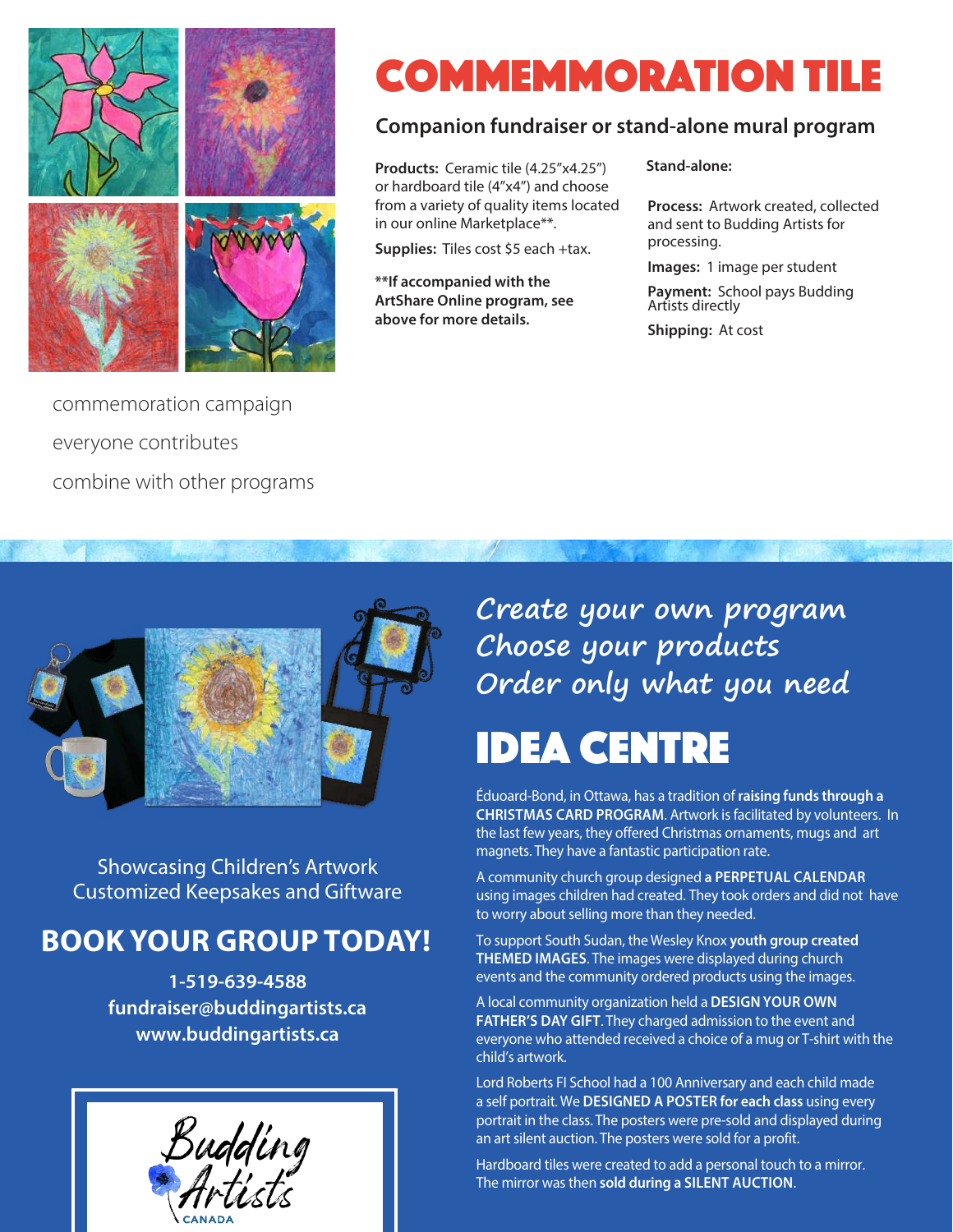# COMMEMMORATION TILE

## Companion fundraiser or stand-alone mural program

**Products:** Ceramic tile (4.25"x4.25") or hardboard tile (4"x4") and choose from a variety of quality items located in our online Marketplace**.

**Supplies:** Tiles cost $5 each +tax.

****If accompanied with the ArtShare Online program, see above for more details.**

**Stand-alone:**

**Process:** Artwork created, collected and sent to Budding Artists for processing.

**Images:** 1 image per student

**Payment:** School pays Budding Artists directly

**Shipping:** At cost

commemoration campaign

everyone contributes

combine with other programs

*Create your own program*
*Choose your products*
*Order only what you need*

# IDEA CENTRE

Éduoard-Bond, in Ottawa, has a tradition of **raising funds through a CHRISTMAS CARD PROGRAM**. Artwork is facilitated by volunteers. In the last few years, they offered Christmas ornaments, mugs and art magnets. They have a fantastic participation rate.

A community church group designed **a PERPETUAL CALENDAR** using images children had created. They took orders and did not have to worry about selling more than they needed.

To support South Sudan, the Wesley Knox **youth group created THEMED IMAGES**. The images were displayed during church events and the community ordered products using the images.

A local community organization held a **DESIGN YOUR OWN FATHER'S DAY GIFT**. They charged admission to the event and everyone who attended received a choice of a mug or T-shirt with the child's artwork.

Lord Roberts FI School had a 100 Anniversary and each child made a self portrait. We **DESIGNED A POSTER for each class** using every portrait in the class. The posters were pre-sold and displayed during an art silent auction. The posters were sold for a profit.

Hardboard tiles were created to add a personal touch to a mirror. The mirror was then **sold during a SILENT AUCTION**.

Showcasing Children's Artwork
Customized Keepsakes and Giftware

## BOOK YOUR GROUP TODAY!

**1-519-639-4588**
**fundraiser@buddingartists.ca**
**www.buddingartists.ca**

Budding Artists
CANADA